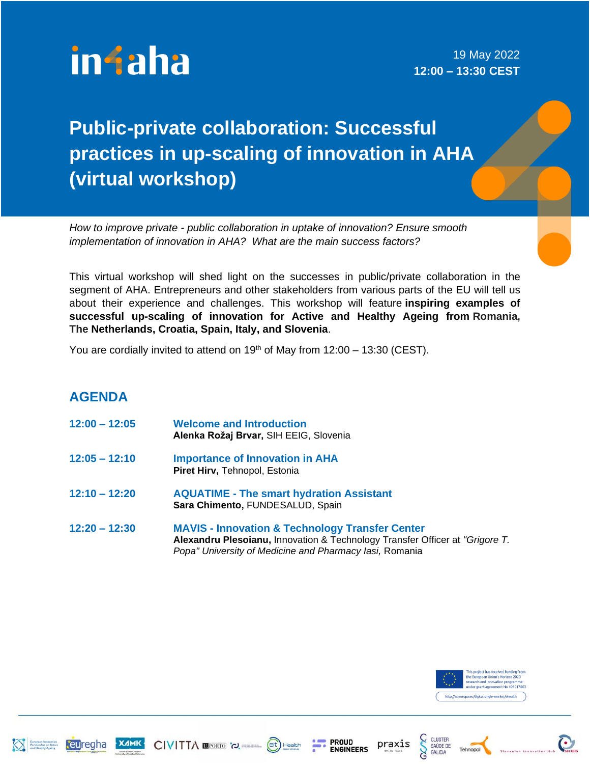in4aha

19 May 2022
**12:00 – 13:30 CEST**

# Public-private collaboration: Successful practices in up-scaling of innovation in AHA (virtual workshop)

*How to improve private - public collaboration in uptake of innovation? Ensure smooth implementation of innovation in AHA? What are the main success factors?*

This virtual workshop will shed light on the successes in public/private collaboration in the segment of AHA. Entrepreneurs and other stakeholders from various parts of the EU will tell us about their experience and challenges. This workshop will feature **inspiring examples of successful up-scaling of innovation for Active and Healthy Ageing from** Romania, **The Netherlands, Croatia, Spain, Italy, and Slovenia**.

You are cordially invited to attend on 19th of May from 12:00 – 13:30 (CEST).

## AGENDA

**12:00 – 12:05** — **Welcome and Introduction**
**Alenka Rožaj Brvar,** SIH EEIG, Slovenia

**12:05 – 12:10** — **Importance of Innovation in AHA**
**Piret Hirv,** Tehnopol, Estonia

**12:10 – 12:20** — **AQUATIME - The smart hydration Assistant**
**Sara Chimento,** FUNDESALUD, Spain

**12:20 – 12:30** — **MAVIS - Innovation & Technology Transfer Center**
**Alexandru Plesoianu,** Innovation & Technology Transfer Officer at *"Grigore T. Popa" University of Medicine and Pharmacy Iasi,* Romania

This project has received funding from the European Union's Horizon 2020 research and innovation programme under grant agreement No 101017603

http://ec.europa.eu/digital-single-market/ehealth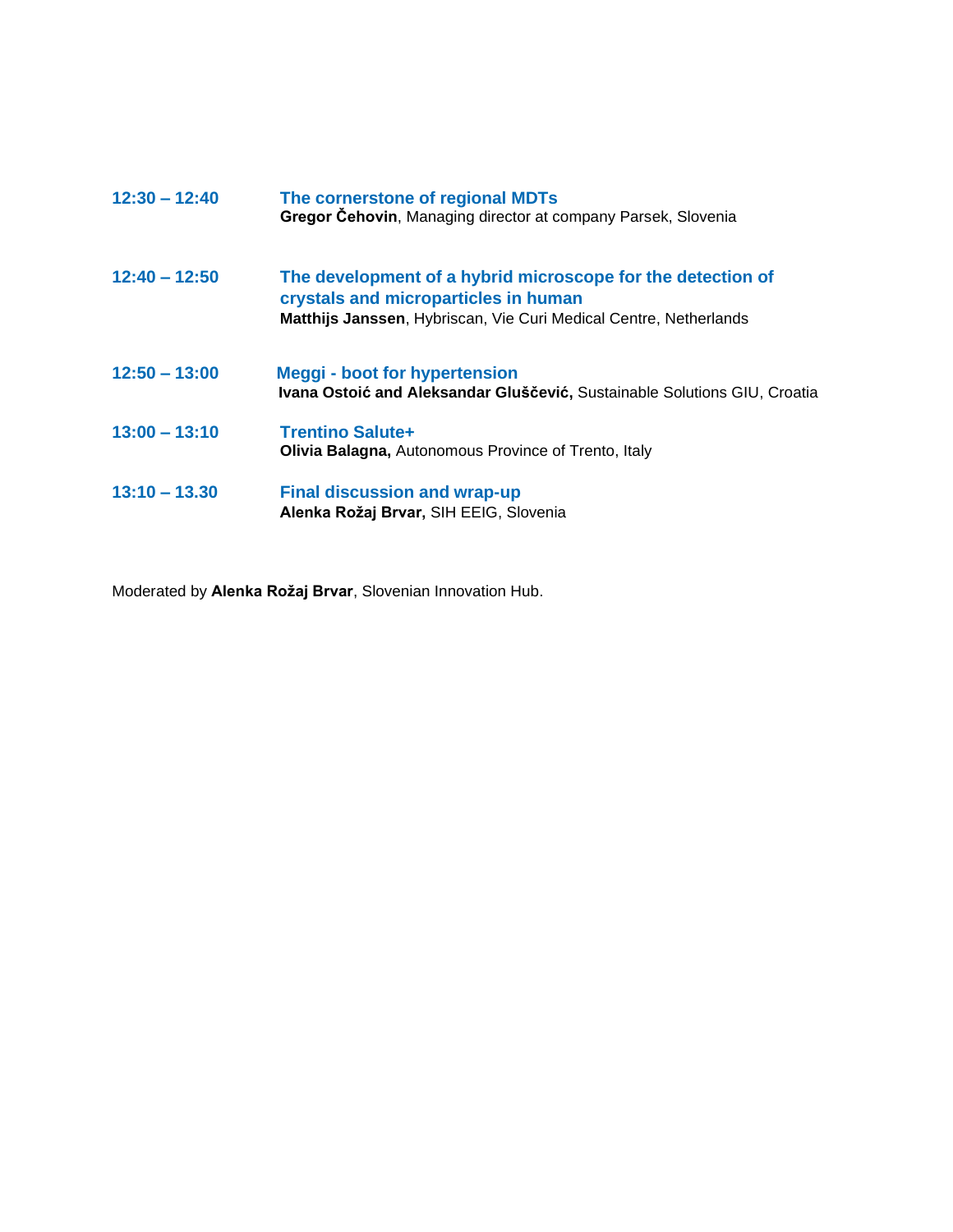**12:30 – 12:40** **The cornerstone of regional MDTs**
**Gregor Čehovin**, Managing director at company Parsek, Slovenia

**12:40 – 12:50** **The development of a hybrid microscope for the detection of crystals and microparticles in human**
**Matthijs Janssen**, Hybriscan, Vie Curi Medical Centre, Netherlands

**12:50 – 13:00** **Meggi - boot for hypertension**
**Ivana Ostoić and Aleksandar Gluščević,** Sustainable Solutions GIU, Croatia

**13:00 – 13:10** **Trentino Salute+**
**Olivia Balagna,** Autonomous Province of Trento, Italy

**13:10 – 13.30** **Final discussion and wrap-up**
**Alenka Rožaj Brvar,** SIH EEIG, Slovenia

Moderated by **Alenka Rožaj Brvar**, Slovenian Innovation Hub.